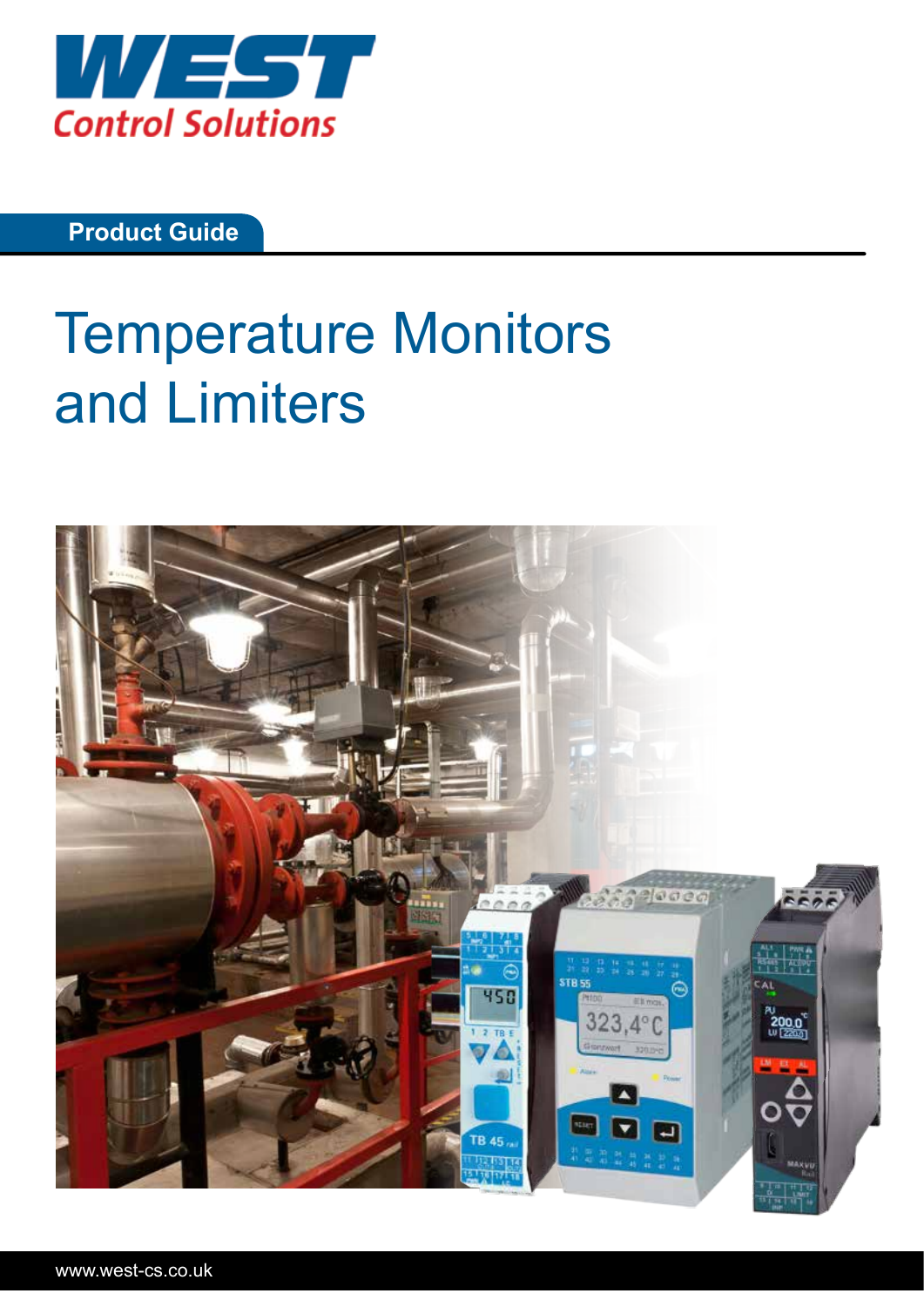WEST

Control Solutions

Product Guide

# Temperature Monitors and Limiters

www.west-cs.co.uk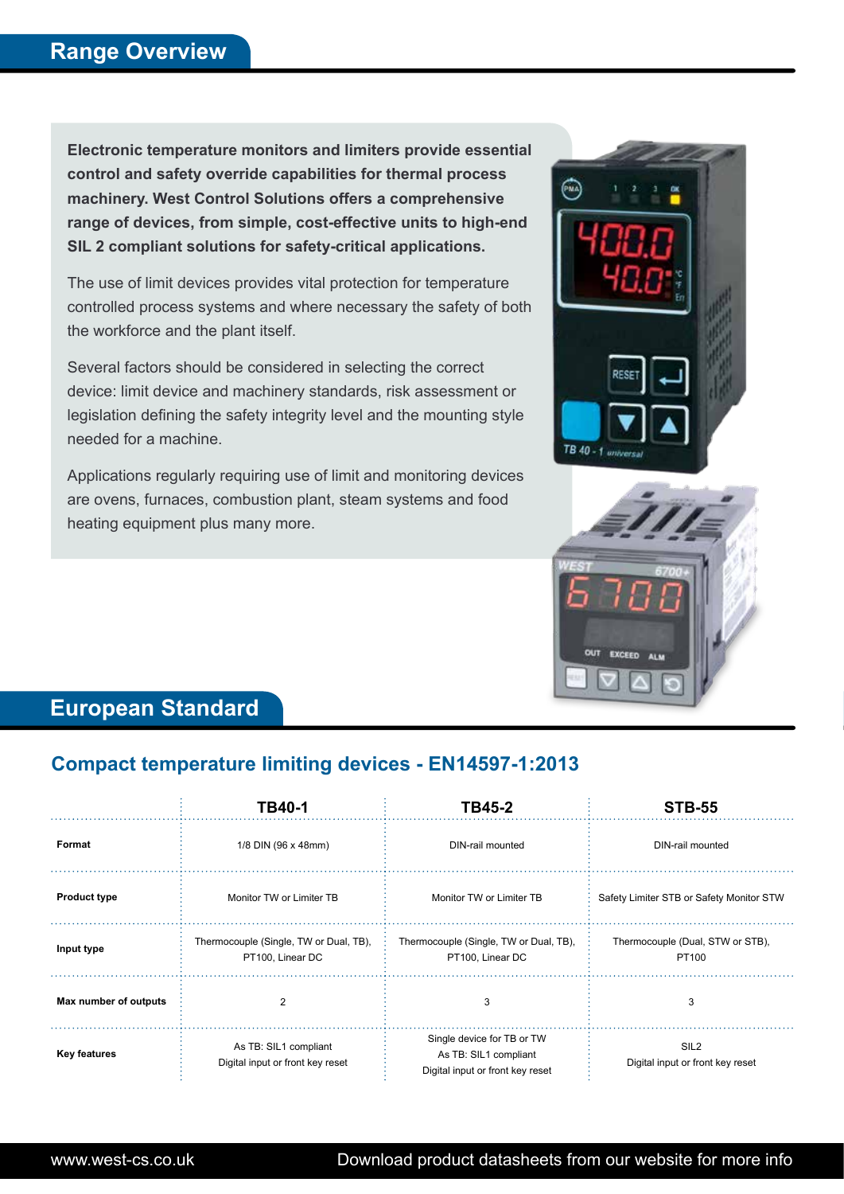## Range Overview

**Electronic temperature monitors and limiters provide essential control and safety override capabilities for thermal process machinery. West Control Solutions offers a comprehensive range of devices, from simple, cost-effective units to high-end SIL 2 compliant solutions for safety-critical applications.**

The use of limit devices provides vital protection for temperature controlled process systems and where necessary the safety of both the workforce and the plant itself.

Several factors should be considered in selecting the correct device: limit device and machinery standards, risk assessment or legislation defining the safety integrity level and the mounting style needed for a machine.

Applications regularly requiring use of limit and monitoring devices are ovens, furnaces, combustion plant, steam systems and food heating equipment plus many more.

## European Standard

### Compact temperature limiting devices - EN14597-1:2013

| | TB40-1 | TB45-2 | STB-55 |
|---|---|---|---|
| **Format** | 1/8 DIN (96 x 48mm) | DIN-rail mounted | DIN-rail mounted |
| **Product type** | Monitor TW or Limiter TB | Monitor TW or Limiter TB | Safety Limiter STB or Safety Monitor STW |
| **Input type** | Thermocouple (Single, TW or Dual, TB), PT100, Linear DC | Thermocouple (Single, TW or Dual, TB), PT100, Linear DC | Thermocouple (Dual, STW or STB), PT100 |
| **Max number of outputs** | 2 | 3 | 3 |
| **Key features** | As TB: SIL1 compliant<br>Digital input or front key reset | Single device for TB or TW<br>As TB: SIL1 compliant<br>Digital input or front key reset | SIL2<br>Digital input or front key reset |

www.west-cs.co.uk Download product datasheets from our website for more info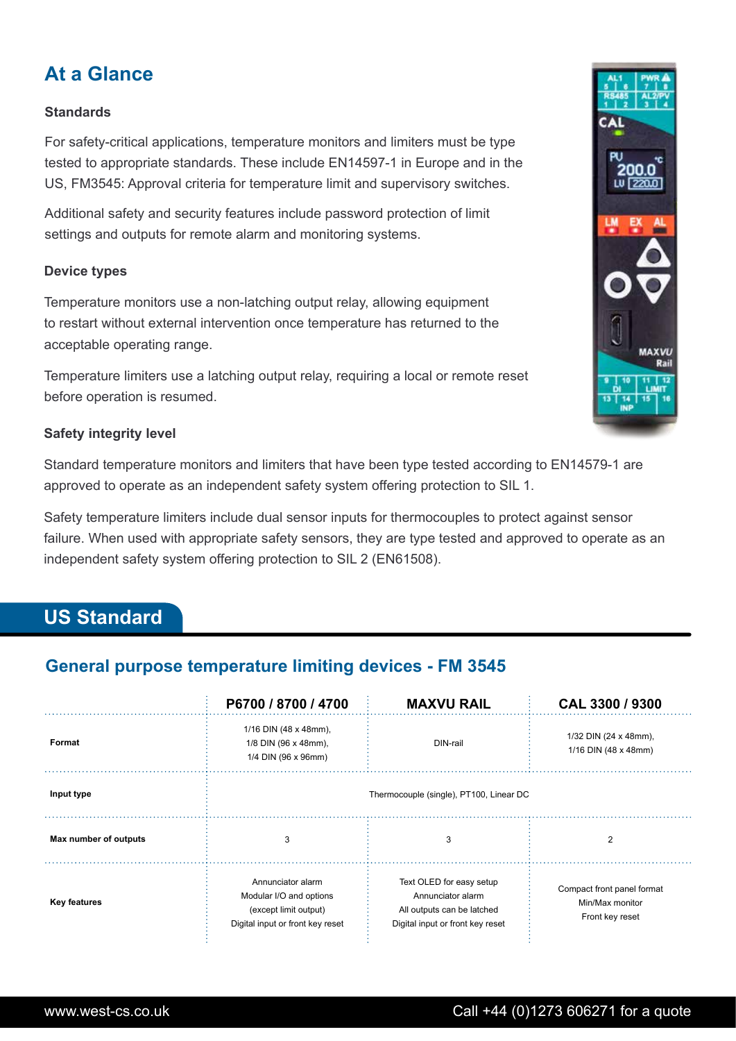## At a Glance

### Standards

For safety-critical applications, temperature monitors and limiters must be type tested to appropriate standards. These include EN14597-1 in Europe and in the US, FM3545: Approval criteria for temperature limit and supervisory switches.

Additional safety and security features include password protection of limit settings and outputs for remote alarm and monitoring systems.

### Device types

Temperature monitors use a non-latching output relay, allowing equipment to restart without external intervention once temperature has returned to the acceptable operating range.

Temperature limiters use a latching output relay, requiring a local or remote reset before operation is resumed.

### Safety integrity level

Standard temperature monitors and limiters that have been type tested according to EN14579-1 are approved to operate as an independent safety system offering protection to SIL 1.

Safety temperature limiters include dual sensor inputs for thermocouples to protect against sensor failure. When used with appropriate safety sensors, they are type tested and approved to operate as an independent safety system offering protection to SIL 2 (EN61508).

## US Standard

### General purpose temperature limiting devices - FM 3545

| | P6700 / 8700 / 4700 | MAXVU RAIL | CAL 3300 / 9300 |
|---|---|---|---|
| **Format** | 1/16 DIN (48 x 48mm), 1/8 DIN (96 x 48mm), 1/4 DIN (96 x 96mm) | DIN-rail | 1/32 DIN (24 x 48mm), 1/16 DIN (48 x 48mm) |
| **Input type** | Thermocouple (single), PT100, Linear DC | | |
| **Max number of outputs** | 3 | 3 | 2 |
| **Key features** | Annunciator alarm<br>Modular I/O and options (except limit output)<br>Digital input or front key reset | Text OLED for easy setup<br>Annunciator alarm<br>All outputs can be latched<br>Digital input or front key reset | Compact front panel format<br>Min/Max monitor<br>Front key reset |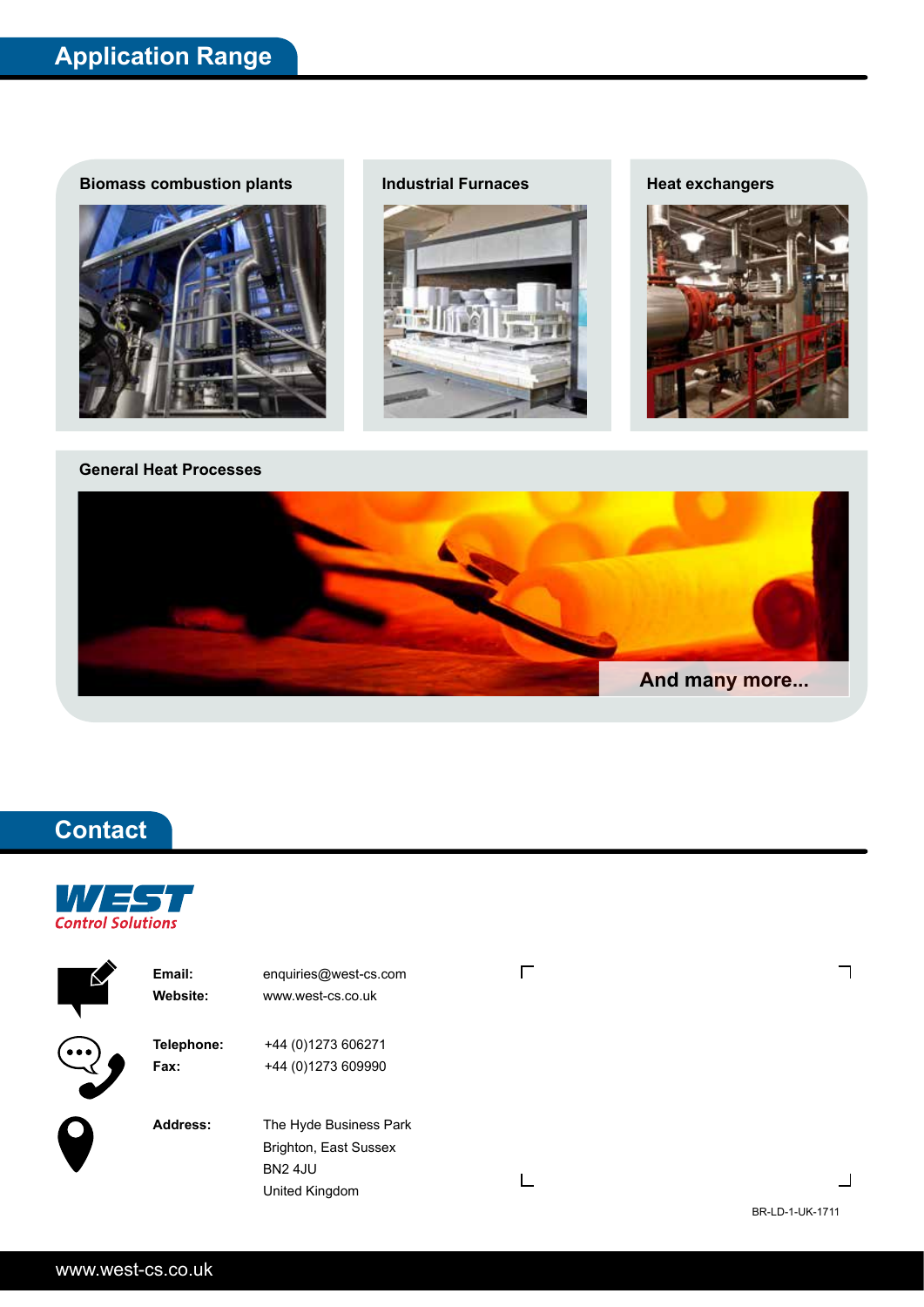## Application Range

### Biomass combustion plants

### Industrial Furnaces

### Heat exchangers

### General Heat Processes

**And many more...**

## Contact

**WEST**
*Control Solutions*

**Email:** enquiries@west-cs.com
**Website:** www.west-cs.co.uk

**Telephone:** +44 (0)1273 606271
**Fax:** +44 (0)1273 609990

**Address:**
The Hyde Business Park
Brighton, East Sussex
BN2 4JU
United Kingdom

BR-LD-1-UK-1711

www.west-cs.co.uk